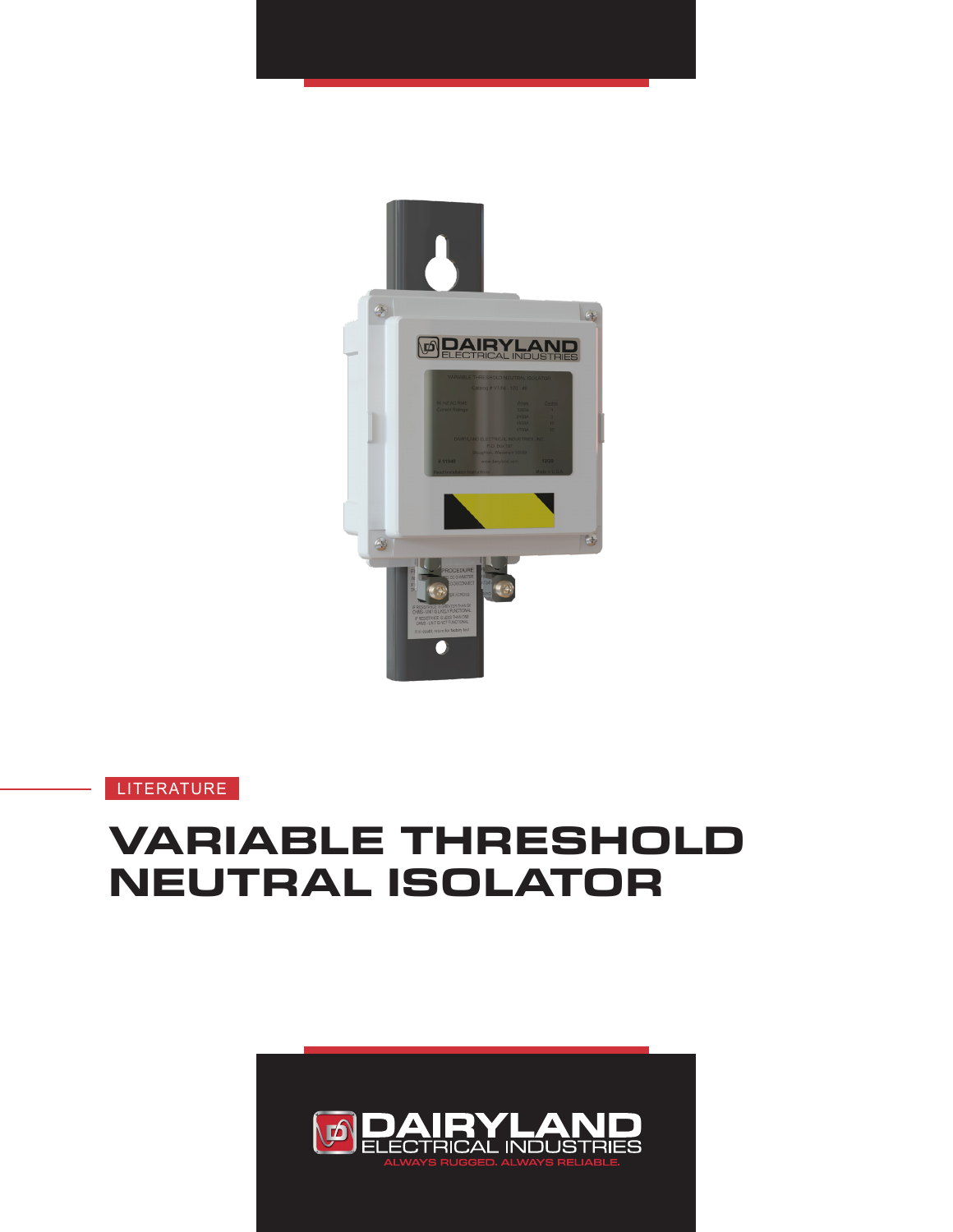LITERATURE

# VARIABLE THRESHOLD NEUTRAL ISOLATOR

DAIRYLAND ELECTRICAL INDUSTRIES

ALWAYS RUGGED. ALWAYS RELIABLE.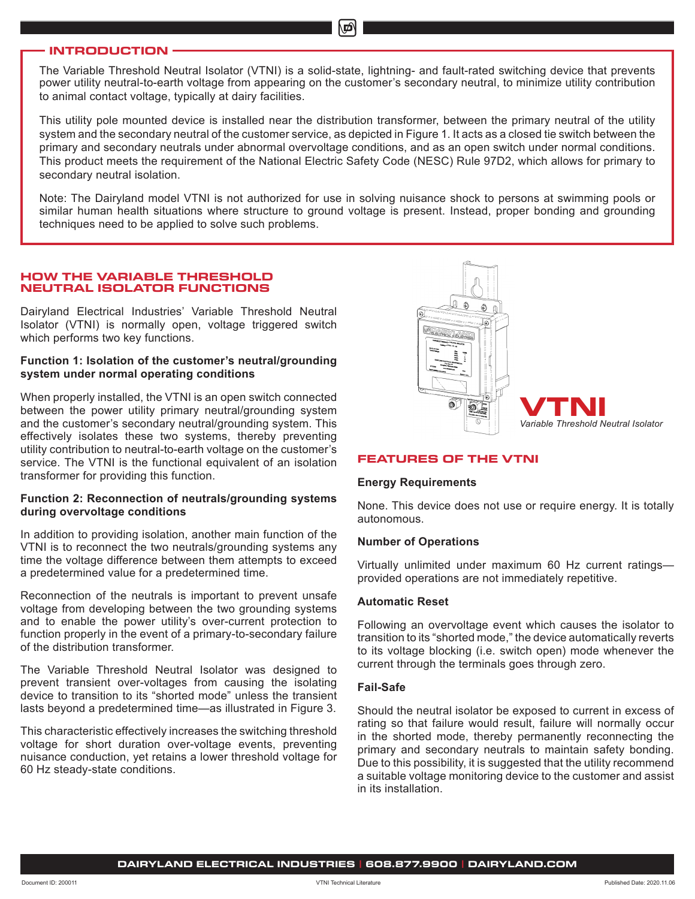## INTRODUCTION

The Variable Threshold Neutral Isolator (VTNI) is a solid-state, lightning- and fault-rated switching device that prevents power utility neutral-to-earth voltage from appearing on the customer's secondary neutral, to minimize utility contribution to animal contact voltage, typically at dairy facilities.

This utility pole mounted device is installed near the distribution transformer, between the primary neutral of the utility system and the secondary neutral of the customer service, as depicted in Figure 1. It acts as a closed tie switch between the primary and secondary neutrals under abnormal overvoltage conditions, and as an open switch under normal conditions. This product meets the requirement of the National Electric Safety Code (NESC) Rule 97D2, which allows for primary to secondary neutral isolation.

Note: The Dairyland model VTNI is not authorized for use in solving nuisance shock to persons at swimming pools or similar human health situations where structure to ground voltage is present. Instead, proper bonding and grounding techniques need to be applied to solve such problems.

## HOW THE VARIABLE THRESHOLD NEUTRAL ISOLATOR FUNCTIONS

Dairyland Electrical Industries' Variable Threshold Neutral Isolator (VTNI) is normally open, voltage triggered switch which performs two key functions.

**Function 1: Isolation of the customer's neutral/grounding system under normal operating conditions**

When properly installed, the VTNI is an open switch connected between the power utility primary neutral/grounding system and the customer's secondary neutral/grounding system. This effectively isolates these two systems, thereby preventing utility contribution to neutral-to-earth voltage on the customer's service. The VTNI is the functional equivalent of an isolation transformer for providing this function.

**Function 2: Reconnection of neutrals/grounding systems during overvoltage conditions**

In addition to providing isolation, another main function of the VTNI is to reconnect the two neutrals/grounding systems any time the voltage difference between them attempts to exceed a predetermined value for a predetermined time.

Reconnection of the neutrals is important to prevent unsafe voltage from developing between the two grounding systems and to enable the power utility's over-current protection to function properly in the event of a primary-to-secondary failure of the distribution transformer.

The Variable Threshold Neutral Isolator was designed to prevent transient over-voltages from causing the isolating device to transition to its "shorted mode" unless the transient lasts beyond a predetermined time—as illustrated in Figure 3.

This characteristic effectively increases the switching threshold voltage for short duration over-voltage events, preventing nuisance conduction, yet retains a lower threshold voltage for 60 Hz steady-state conditions.

**VTNI**
*Variable Threshold Neutral Isolator*

## FEATURES OF THE VTNI

### Energy Requirements

None. This device does not use or require energy. It is totally autonomous.

### Number of Operations

Virtually unlimited under maximum 60 Hz current ratings—provided operations are not immediately repetitive.

### Automatic Reset

Following an overvoltage event which causes the isolator to transition to its "shorted mode," the device automatically reverts to its voltage blocking (i.e. switch open) mode whenever the current through the terminals goes through zero.

### Fail-Safe

Should the neutral isolator be exposed to current in excess of rating so that failure would result, failure will normally occur in the shorted mode, thereby permanently reconnecting the primary and secondary neutrals to maintain safety bonding. Due to this possibility, it is suggested that the utility recommend a suitable voltage monitoring device to the customer and assist in its installation.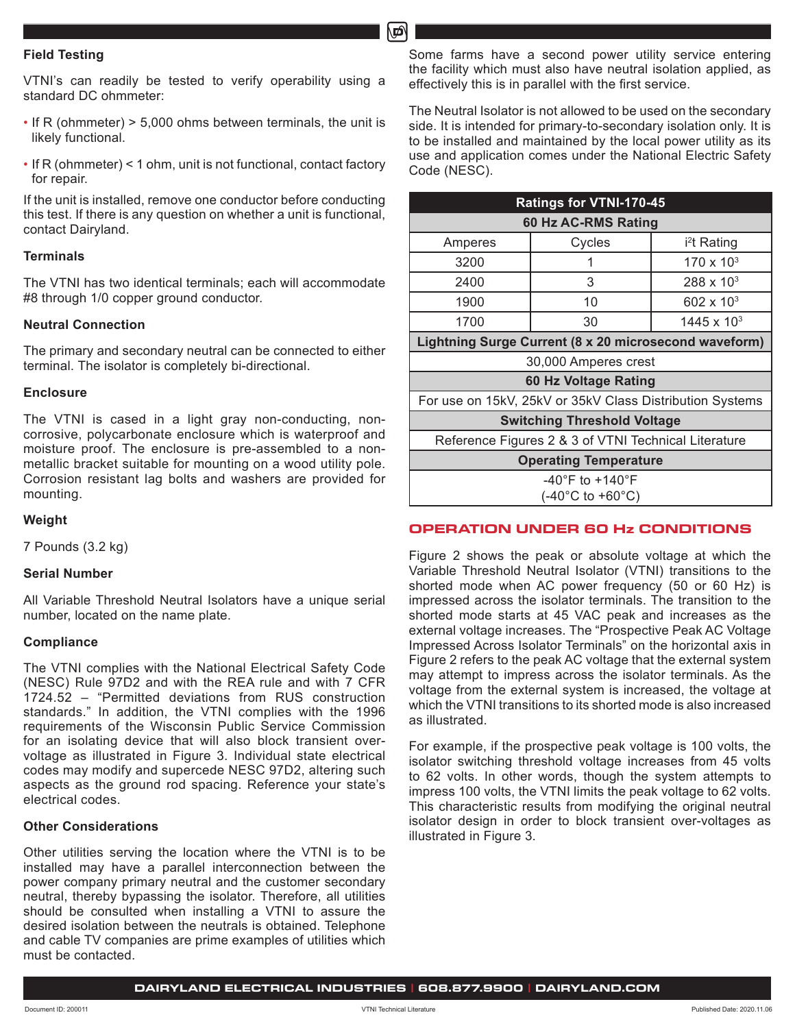### Field Testing

VTNI's can readily be tested to verify operability using a standard DC ohmmeter:

- If R (ohmmeter) > 5,000 ohms between terminals, the unit is likely functional.
- If R (ohmmeter) < 1 ohm, unit is not functional, contact factory for repair.

If the unit is installed, remove one conductor before conducting this test. If there is any question on whether a unit is functional, contact Dairyland.

### Terminals

The VTNI has two identical terminals; each will accommodate #8 through 1/0 copper ground conductor.

### Neutral Connection

The primary and secondary neutral can be connected to either terminal. The isolator is completely bi-directional.

### Enclosure

The VTNI is cased in a light gray non-conducting, non-corrosive, polycarbonate enclosure which is waterproof and moisture proof. The enclosure is pre-assembled to a non-metallic bracket suitable for mounting on a wood utility pole. Corrosion resistant lag bolts and washers are provided for mounting.

### Weight

7 Pounds (3.2 kg)

### Serial Number

All Variable Threshold Neutral Isolators have a unique serial number, located on the name plate.

### Compliance

The VTNI complies with the National Electrical Safety Code (NESC) Rule 97D2 and with the REA rule and with 7 CFR 1724.52 – "Permitted deviations from RUS construction standards." In addition, the VTNI complies with the 1996 requirements of the Wisconsin Public Service Commission for an isolating device that will also block transient over-voltage as illustrated in Figure 3. Individual state electrical codes may modify and supercede NESC 97D2, altering such aspects as the ground rod spacing. Reference your state's electrical codes.

### Other Considerations

Other utilities serving the location where the VTNI is to be installed may have a parallel interconnection between the power company primary neutral and the customer secondary neutral, thereby bypassing the isolator. Therefore, all utilities should be consulted when installing a VTNI to assure the desired isolation between the neutrals is obtained. Telephone and cable TV companies are prime examples of utilities which must be contacted.

Some farms have a second power utility service entering the facility which must also have neutral isolation applied, as effectively this is in parallel with the first service.

The Neutral Isolator is not allowed to be used on the secondary side. It is intended for primary-to-secondary isolation only. It is to be installed and maintained by the local power utility as its use and application comes under the National Electric Safety Code (NESC).

| Ratings for VTNI-170-45 | | |
|---|---|---|
| **60 Hz AC-RMS Rating** | | |
| Amperes | Cycles | $i^2t$ Rating |
| 3200 | 1 | $170 \times 10^3$ |
| 2400 | 3 | $288 \times 10^3$ |
| 1900 | 10 | $602 \times 10^3$ |
| 1700 | 30 | $1445 \times 10^3$ |
| **Lightning Surge Current (8 x 20 microsecond waveform)** | | |
| 30,000 Amperes crest | | |
| **60 Hz Voltage Rating** | | |
| For use on 15kV, 25kV or 35kV Class Distribution Systems | | |
| **Switching Threshold Voltage** | | |
| Reference Figures 2 & 3 of VTNI Technical Literature | | |
| **Operating Temperature** | | |
| -40°F to +140°F (-40°C to +60°C) | | |

## OPERATION UNDER 60 Hz CONDITIONS

Figure 2 shows the peak or absolute voltage at which the Variable Threshold Neutral Isolator (VTNI) transitions to the shorted mode when AC power frequency (50 or 60 Hz) is impressed across the isolator terminals. The transition to the shorted mode starts at 45 VAC peak and increases as the external voltage increases. The "Prospective Peak AC Voltage Impressed Across Isolator Terminals" on the horizontal axis in Figure 2 refers to the peak AC voltage that the external system may attempt to impress across the isolator terminals. As the voltage from the external system is increased, the voltage at which the VTNI transitions to its shorted mode is also increased as illustrated.

For example, if the prospective peak voltage is 100 volts, the isolator switching threshold voltage increases from 45 volts to 62 volts. In other words, though the system attempts to impress 100 volts, the VTNI limits the peak voltage to 62 volts. This characteristic results from modifying the original neutral isolator design in order to block transient over-voltages as illustrated in Figure 3.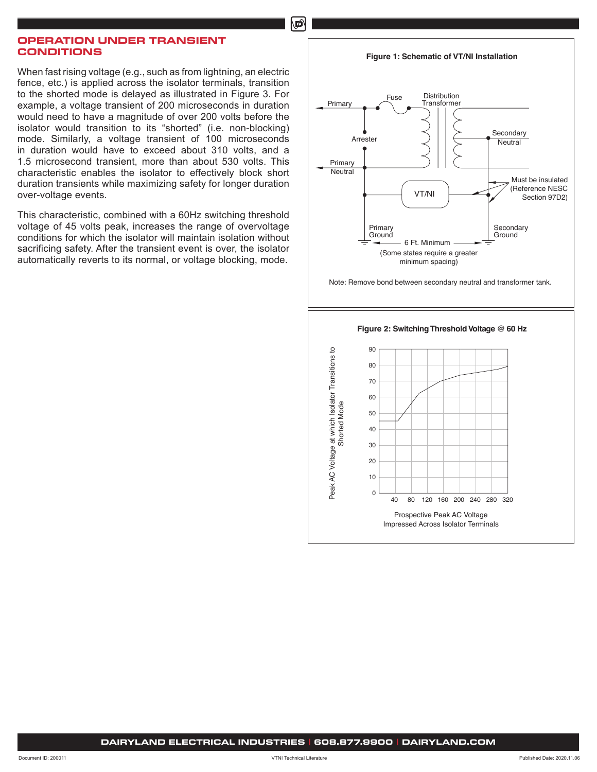## OPERATION UNDER TRANSIENT CONDITIONS

When fast rising voltage (e.g., such as from lightning, an electric fence, etc.) is applied across the isolator terminals, transition to the shorted mode is delayed as illustrated in Figure 3. For example, a voltage transient of 200 microseconds in duration would need to have a magnitude of over 200 volts before the isolator would transition to its "shorted" (i.e. non-blocking) mode. Similarly, a voltage transient of 100 microseconds in duration would have to exceed about 310 volts, and a 1.5 microsecond transient, more than about 530 volts. This characteristic enables the isolator to effectively block short duration transients while maximizing safety for longer duration over-voltage events.

This characteristic, combined with a 60Hz switching threshold voltage of 45 volts peak, increases the range of overvoltage conditions for which the isolator will maintain isolation without sacrificing safety. After the transient event is over, the isolator automatically reverts to its normal, or voltage blocking, mode.

**Figure 1: Schematic of VT/NI Installation**

Primary, Fuse, Distribution Transformer, Arrester, Secondary Neutral, Primary Neutral, VT/NI, Must be insulated (Reference NESC Section 97D2), Primary Ground, Secondary Ground, 6 Ft. Minimum (Some states require a greater minimum spacing)

Note: Remove bond between secondary neutral and transformer tank.

**Figure 2: Switching Threshold Voltage @ 60 Hz**

Y-axis: Peak AC Voltage at which Isolator Transitions to Shorted Mode (0–90)

X-axis: Prospective Peak AC Voltage Impressed Across Isolator Terminals (40–320)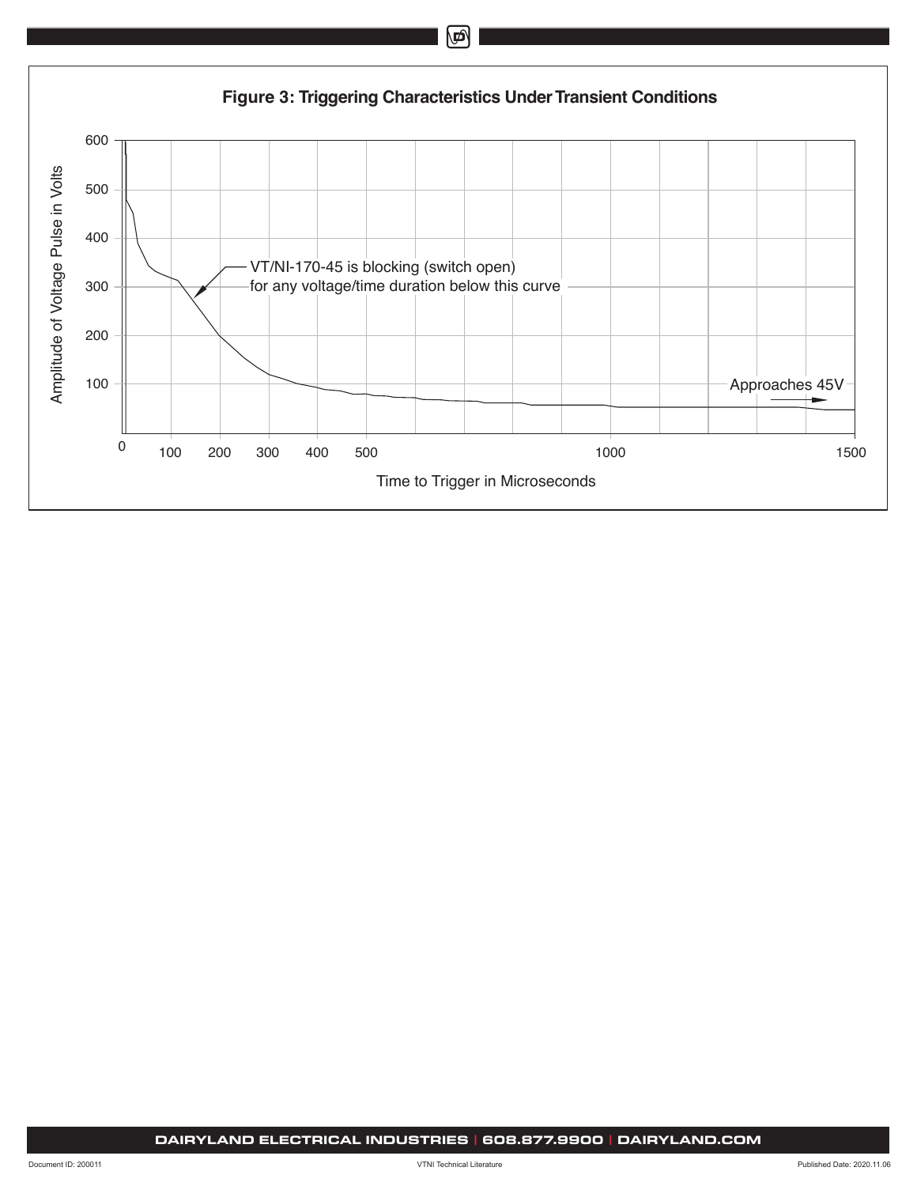**Figure 3: Triggering Characteristics Under Transient Conditions**

Amplitude of Voltage Pulse in Volts

600
500
400
300
200
100

0
100
200
300
400
500
1000
1500

Time to Trigger in Microseconds

VT/NI-170-45 is blocking (switch open) for any voltage/time duration below this curve

Approaches 45V